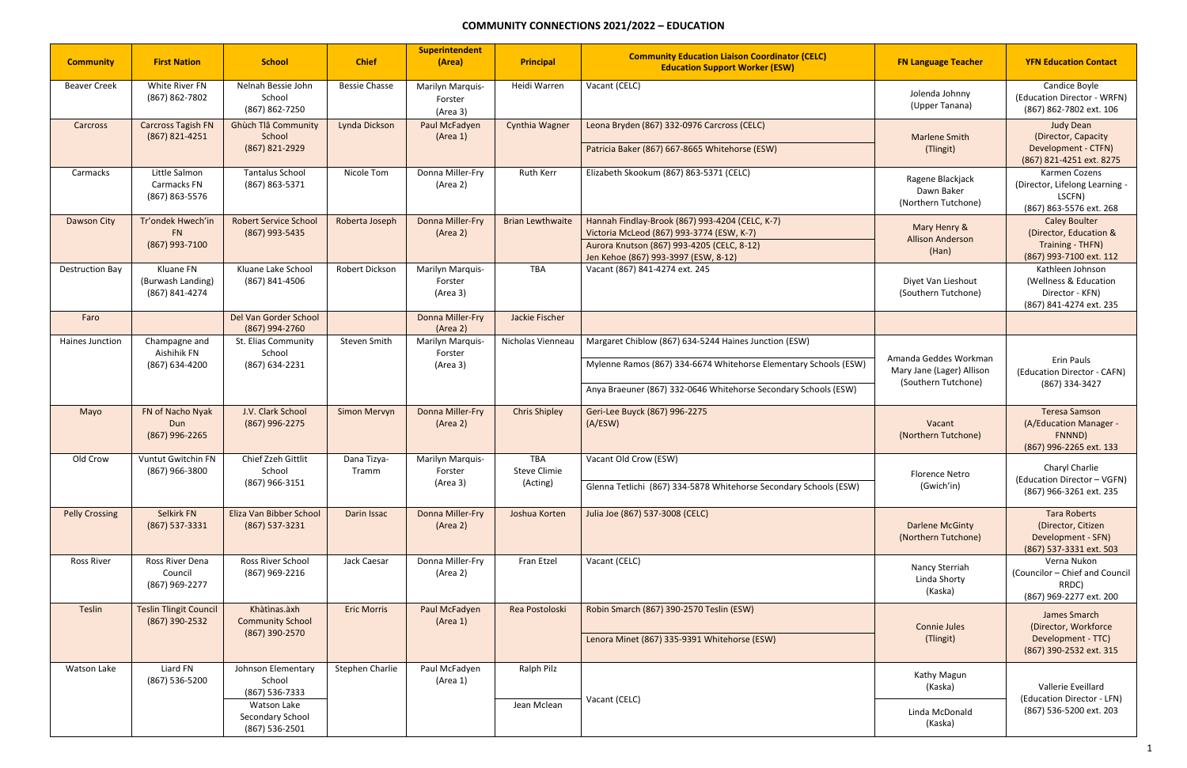# COMMUNITY CONNECTIONS 2021/2022 – EDUCATION

| Community | First Nation | School | Chief | Superintendent (Area) | Principal | Community Education Liaison Coordinator (CELC) Education Support Worker (ESW) | FN Language Teacher | YFN Education Contact |
|---|---|---|---|---|---|---|---|---|
| Beaver Creek | White River FN (867) 862-7802 | Nelnah Bessie John School (867) 862-7250 | Bessie Chasse | Marilyn Marquis-Forster (Area 3) | Heidi Warren | Vacant (CELC) | Jolenda Johnny (Upper Tanana) | Candice Boyle (Education Director - WRFN) (867) 862-7802 ext. 106 |
| Carcross | Carcross Tagish FN (867) 821-4251 | Ghùch Tlâ Community School (867) 821-2929 | Lynda Dickson | Paul McFadyen (Area 1) | Cynthia Wagner | Leona Bryden (867) 332-0976 Carcross (CELC)<br>Patricia Baker (867) 667-8665 Whitehorse (ESW) | Marlene Smith (Tlingit) | Judy Dean (Director, Capacity Development - CTFN) (867) 821-4251 ext. 8275 |
| Carmacks | Little Salmon Carmacks FN (867) 863-5576 | Tantalus School (867) 863-5371 | Nicole Tom | Donna Miller-Fry (Area 2) | Ruth Kerr | Elizabeth Skookum (867) 863-5371 (CELC) | Ragene Blackjack<br>Dawn Baker (Northern Tutchone) | Karmen Cozens (Director, Lifelong Learning - LSCFN) (867) 863-5576 ext. 268 |
| Dawson City | Tr'ondek Hwech'in FN (867) 993-7100 | Robert Service School (867) 993-5435 | Roberta Joseph | Donna Miller-Fry (Area 2) | Brian Lewthwaite | Hannah Findlay-Brook (867) 993-4204 (CELC, K-7)<br>Victoria McLeod (867) 993-3774 (ESW, K-7)<br>Aurora Knutson (867) 993-4205 (CELC, 8-12)<br>Jen Kehoe (867) 993-3997 (ESW, 8-12) | Mary Henry & Allison Anderson (Han) | Caley Boulter (Director, Education & Training - THFN) (867) 993-7100 ext. 112 |
| Destruction Bay | Kluane FN (Burwash Landing) (867) 841-4274 | Kluane Lake School (867) 841-4506 | Robert Dickson | Marilyn Marquis-Forster (Area 3) | TBA | Vacant (867) 841-4274 ext. 245 | Diyet Van Lieshout (Southern Tutchone) | Kathleen Johnson (Wellness & Education Director - KFN) (867) 841-4274 ext. 235 |
| Faro | | Del Van Gorder School (867) 994-2760 | | Donna Miller-Fry (Area 2) | Jackie Fischer | | | |
| Haines Junction | Champagne and Aishihik FN (867) 634-4200 | St. Elias Community School (867) 634-2231 | Steven Smith | Marilyn Marquis-Forster (Area 3) | Nicholas Vienneau | Margaret Chiblow (867) 634-5244 Haines Junction (ESW)<br>Mylenne Ramos (867) 334-6674 Whitehorse Elementary Schools (ESW)<br>Anya Braeuner (867) 332-0646 Whitehorse Secondary Schools (ESW) | Amanda Geddes Workman<br>Mary Jane (Lager) Allison (Southern Tutchone) | Erin Pauls (Education Director - CAFN) (867) 334-3427 |
| Mayo | FN of Nacho Nyak Dun (867) 996-2265 | J.V. Clark School (867) 996-2275 | Simon Mervyn | Donna Miller-Fry (Area 2) | Chris Shipley | Geri-Lee Buyck (867) 996-2275 (A/ESW) | Vacant (Northern Tutchone) | Teresa Samson (A/Education Manager - FNNND) (867) 996-2265 ext. 133 |
| Old Crow | Vuntut Gwitchin FN (867) 966-3800 | Chief Zzeh Gittlit School (867) 966-3151 | Dana Tizya-Tramm | Marilyn Marquis-Forster (Area 3) | TBA<br>Steve Climie (Acting) | Vacant Old Crow (ESW)<br>Glenna Tetlichi (867) 334-5878 Whitehorse Secondary Schools (ESW) | Florence Netro (Gwich'in) | Charyl Charlie (Education Director – VGFN) (867) 966-3261 ext. 235 |
| Pelly Crossing | Selkirk FN (867) 537-3331 | Eliza Van Bibber School (867) 537-3231 | Darin Issac | Donna Miller-Fry (Area 2) | Joshua Korten | Julia Joe (867) 537-3008 (CELC) | Darlene McGinty (Northern Tutchone) | Tara Roberts (Director, Citizen Development - SFN) (867) 537-3331 ext. 503 |
| Ross River | Ross River Dena Council (867) 969-2277 | Ross River School (867) 969-2216 | Jack Caesar | Donna Miller-Fry (Area 2) | Fran Etzel | Vacant (CELC) | Nancy Sterriah<br>Linda Shorty (Kaska) | Verna Nukon (Councilor – Chief and Council RRDC) (867) 969-2277 ext. 200 |
| Teslin | Teslin Tlingit Council (867) 390-2532 | Khàtìnas.àxh Community School (867) 390-2570 | Eric Morris | Paul McFadyen (Area 1) | Rea Postoloski | Robin Smarch (867) 390-2570 Teslin (ESW)<br>Lenora Minet (867) 335-9391 Whitehorse (ESW) | Connie Jules (Tlingit) | James Smarch (Director, Workforce Development - TTC) (867) 390-2532 ext. 315 |
| Watson Lake | Liard FN (867) 536-5200 | Johnson Elementary School (867) 536-7333 | Stephen Charlie | Paul McFadyen (Area 1) | Ralph Pilz | Vacant (CELC) | Kathy Magun (Kaska) | Vallerie Eveillard (Education Director - LFN) (867) 536-5200 ext. 203 |
| | | Watson Lake Secondary School (867) 536-2501 | | | Jean Mclean | | Linda McDonald (Kaska) | |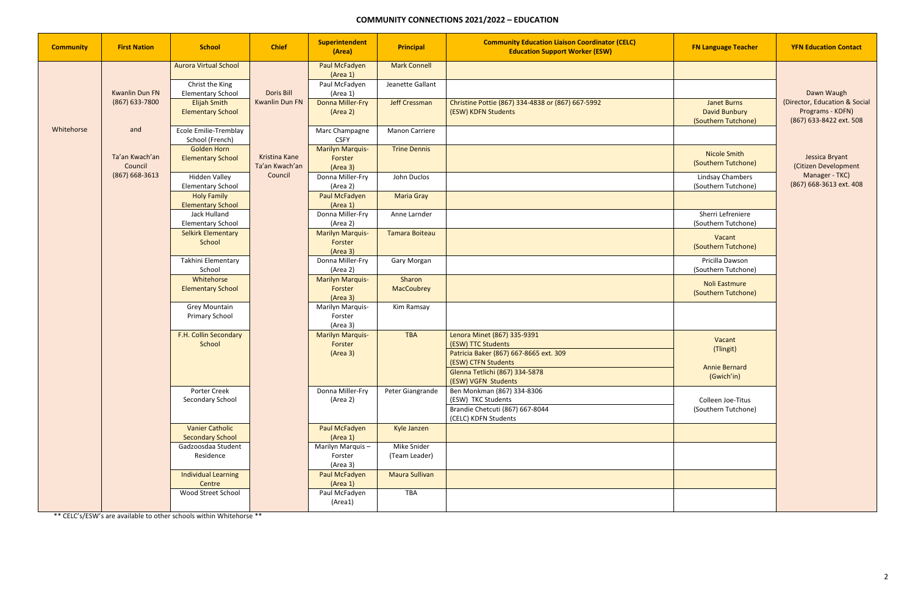# COMMUNITY CONNECTIONS 2021/2022 – EDUCATION

| Community | First Nation | School | Chief | Superintendent (Area) | Principal | Community Education Liaison Coordinator (CELC) Education Support Worker (ESW) | FN Language Teacher | YFN Education Contact |
|---|---|---|---|---|---|---|---|---|
| Whitehorse | Kwanlin Dun FN (867) 633-7800 and Ta'an Kwach'an Council (867) 668-3613 | Aurora Virtual School | Doris Bill Kwanlin Dun FN | Paul McFadyen (Area 1) | Mark Connell | | | Dawn Waugh (Director, Education & Social Programs - KDFN) (867) 633-8422 ext. 508 |
| | | Christ the King Elementary School | | Paul McFadyen (Area 1) | Jeanette Gallant | | | |
| | | Elijah Smith Elementary School | | Donna Miller-Fry (Area 2) | Jeff Cressman | Christine Pottie (867) 334-4838 or (867) 667-5992 (ESW) KDFN Students | Janet Burns David Bunbury (Southern Tutchone) | |
| | | Ecole Emilie-Tremblay School (French) | | Marc Champagne CSFY | Manon Carriere | | | |
| | | Golden Horn Elementary School | Kristina Kane Ta'an Kwach'an Council | Marilyn Marquis-Forster (Area 3) | Trine Dennis | | Nicole Smith (Southern Tutchone) | Jessica Bryant (Citizen Development Manager - TKC) (867) 668-3613 ext. 408 |
| | | Hidden Valley Elementary School | | Donna Miller-Fry (Area 2) | John Duclos | | Lindsay Chambers (Southern Tutchone) | |
| | | Holy Family Elementary School | | Paul McFadyen (Area 1) | Maria Gray | | | |
| | | Jack Hulland Elementary School | | Donna Miller-Fry (Area 2) | Anne Larnder | | Sherri Lefreniere (Southern Tutchone) | |
| | | Selkirk Elementary School | | Marilyn Marquis-Forster (Area 3) | Tamara Boiteau | | Vacant (Southern Tutchone) | |
| | | Takhini Elementary School | | Donna Miller-Fry (Area 2) | Gary Morgan | | Pricilla Dawson (Southern Tutchone) | |
| | | Whitehorse Elementary School | | Marilyn Marquis-Forster (Area 3) | Sharon MacCoubrey | | Noli Eastmure (Southern Tutchone) | |
| | | Grey Mountain Primary School | | Marilyn Marquis-Forster (Area 3) | Kim Ramsay | | | |
| | | F.H. Collin Secondary School | | Marilyn Marquis-Forster (Area 3) | TBA | Lenora Minet (867) 335-9391 (ESW) TTC Students<br>Patricia Baker (867) 667-8665 ext. 309 (ESW) CTFN Students<br>Glenna Tetlichi (867) 334-5878 (ESW) VGFN Students | Vacant (Tlingit)<br>Annie Bernard (Gwich'in) | |
| | | Porter Creek Secondary School | | Donna Miller-Fry (Area 2) | Peter Giangrande | Ben Monkman (867) 334-8306 (ESW) TKC Students<br>Brandie Chetcuti (867) 667-8044 (CELC) KDFN Students | Colleen Joe-Titus (Southern Tutchone) | |
| | | Vanier Catholic Secondary School | | Paul McFadyen (Area 1) | Kyle Janzen | | | |
| | | Gadzoosdaa Student Residence | | Marilyn Marquis – Forster (Area 3) | Mike Snider (Team Leader) | | | |
| | | Individual Learning Centre | | Paul McFadyen (Area 1) | Maura Sullivan | | | |
| | | Wood Street School | | Paul McFadyen (Area1) | TBA | | | |

** CELC's/ESW's are available to other schools within Whitehorse **